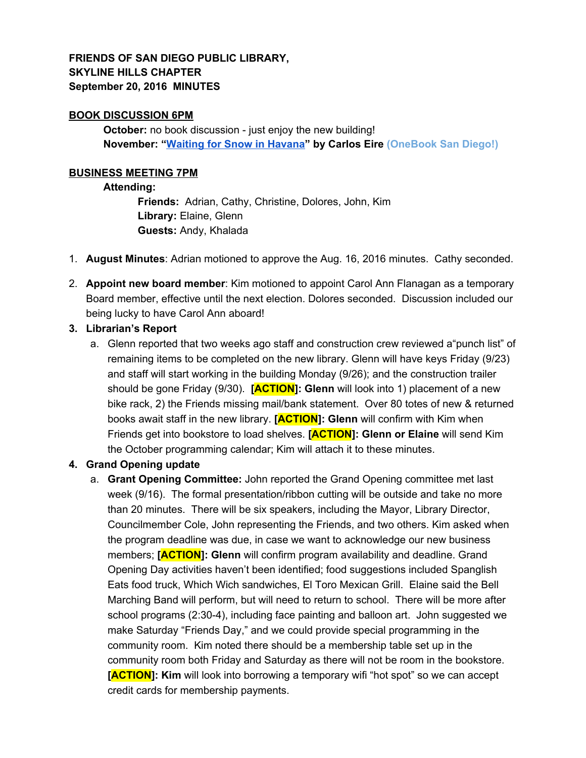**FRIENDS OF SAN DIEGO PUBLIC LIBRARY,**
**SKYLINE HILLS CHAPTER**
**September 20, 2016 MINUTES**

**BOOK DISCUSSION 6PM**

**October:** no book discussion - just enjoy the new building!
**November: "Waiting for Snow in Havana" by Carlos Eire** (OneBook San Diego!)

**BUSINESS MEETING 7PM**

**Attending:**

**Friends:** Adrian, Cathy, Christine, Dolores, John, Kim
**Library:** Elaine, Glenn
**Guests:** Andy, Khalada

1. **August Minutes**: Adrian motioned to approve the Aug. 16, 2016 minutes. Cathy seconded.
2. **Appoint new board member**: Kim motioned to appoint Carol Ann Flanagan as a temporary Board member, effective until the next election. Dolores seconded. Discussion included our being lucky to have Carol Ann aboard!
3. **Librarian's Report**
   a. Glenn reported that two weeks ago staff and construction crew reviewed a"punch list" of remaining items to be completed on the new library. Glenn will have keys Friday (9/23) and staff will start working in the building Monday (9/26); and the construction trailer should be gone Friday (9/30). **[ACTION]: Glenn** will look into 1) placement of a new bike rack, 2) the Friends missing mail/bank statement. Over 80 totes of new & returned books await staff in the new library. **[ACTION]: Glenn** will confirm with Kim when Friends get into bookstore to load shelves. **[ACTION]: Glenn or Elaine** will send Kim the October programming calendar; Kim will attach it to these minutes.
4. **Grand Opening update**
   a. **Grant Opening Committee:** John reported the Grand Opening committee met last week (9/16). The formal presentation/ribbon cutting will be outside and take no more than 20 minutes. There will be six speakers, including the Mayor, Library Director, Councilmember Cole, John representing the Friends, and two others. Kim asked when the program deadline was due, in case we want to acknowledge our new business members; **[ACTION]: Glenn** will confirm program availability and deadline. Grand Opening Day activities haven't been identified; food suggestions included Spanglish Eats food truck, Which Wich sandwiches, El Toro Mexican Grill. Elaine said the Bell Marching Band will perform, but will need to return to school. There will be more after school programs (2:30-4), including face painting and balloon art. John suggested we make Saturday "Friends Day," and we could provide special programming in the community room. Kim noted there should be a membership table set up in the community room both Friday and Saturday as there will not be room in the bookstore. **[ACTION]: Kim** will look into borrowing a temporary wifi "hot spot" so we can accept credit cards for membership payments.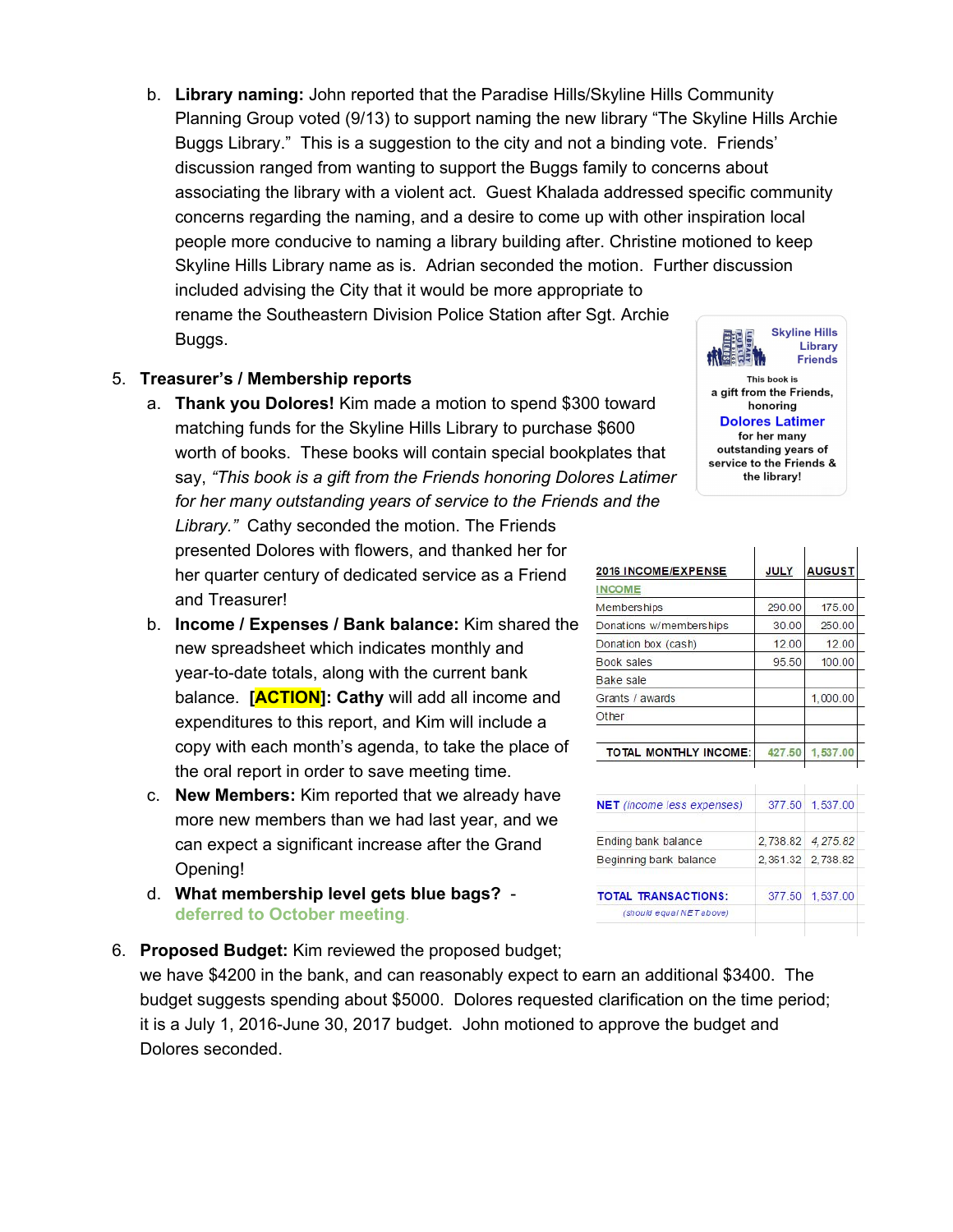b. **Library naming:** John reported that the Paradise Hills/Skyline Hills Community Planning Group voted (9/13) to support naming the new library "The Skyline Hills Archie Buggs Library." This is a suggestion to the city and not a binding vote. Friends' discussion ranged from wanting to support the Buggs family to concerns about associating the library with a violent act. Guest Khalada addressed specific community concerns regarding the naming, and a desire to come up with other inspiration local people more conducive to naming a library building after. Christine motioned to keep Skyline Hills Library name as is. Adrian seconded the motion. Further discussion included advising the City that it would be more appropriate to rename the Southeastern Division Police Station after Sgt. Archie Buggs.

5. **Treasurer's / Membership reports**

   a. **Thank you Dolores!** Kim made a motion to spend $300 toward matching funds for the Skyline Hills Library to purchase $600 worth of books. These books will contain special bookplates that say, *"This book is a gift from the Friends honoring Dolores Latimer for her many outstanding years of service to the Friends and the Library."* Cathy seconded the motion. The Friends presented Dolores with flowers, and thanked her for her quarter century of dedicated service as a Friend and Treasurer!

   Skyline Hills Library Friends

   This book is a gift from the Friends, honoring **Dolores Latimer** for her many outstanding years of service to the Friends & the library!

   b. **Income / Expenses / Bank balance:** Kim shared the new spreadsheet which indicates monthly and year-to-date totals, along with the current bank balance. **[ACTION]: Cathy** will add all income and expenditures to this report, and Kim will include a copy with each month's agenda, to take the place of the oral report in order to save meeting time.

   | 2016 INCOME/EXPENSE | JULY | AUGUST |
   |---|---|---|
   | INCOME | | |
   | Memberships | 290.00 | 175.00 |
   | Donations w/memberships | 30.00 | 250.00 |
   | Donation box (cash) | 12.00 | 12.00 |
   | Book sales | 95.50 | 100.00 |
   | Bake sale | | |
   | Grants / awards | | 1,000.00 |
   | Other | | |
   | | | |
   | TOTAL MONTHLY INCOME: | 427.50 | 1,537.00 |
   | | | |
   | NET *(income less expenses)* | 377.50 | 1,537.00 |
   | | | |
   | Ending bank balance | 2,738.82 | 4,275.82 |
   | Beginning bank balance | 2,361.32 | 2,738.82 |
   | | | |
   | TOTAL TRANSACTIONS: | 377.50 | 1,537.00 |
   | *(should equal NET above)* | | |

   c. **New Members:** Kim reported that we already have more new members than we had last year, and we can expect a significant increase after the Grand Opening!

   d. **What membership level gets blue bags?** - **deferred to October meeting**.

6. **Proposed Budget:** Kim reviewed the proposed budget; we have $4200 in the bank, and can reasonably expect to earn an additional $3400. The budget suggests spending about $5000. Dolores requested clarification on the time period; it is a July 1, 2016-June 30, 2017 budget. John motioned to approve the budget and Dolores seconded.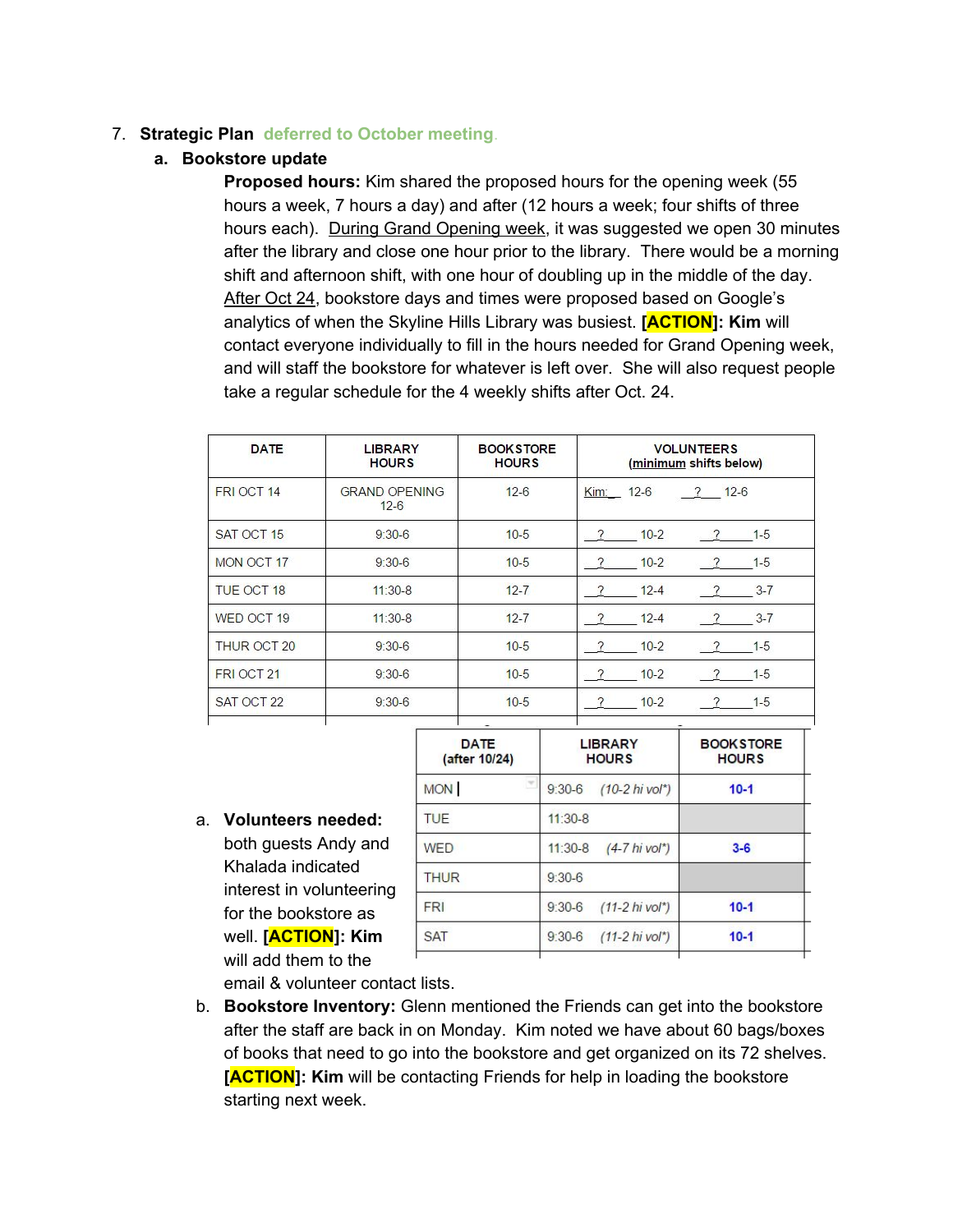7. **Strategic Plan** deferred to October meeting.

   a. **Bookstore update**

      **Proposed hours:** Kim shared the proposed hours for the opening week (55 hours a week, 7 hours a day) and after (12 hours a week; four shifts of three hours each). During Grand Opening week, it was suggested we open 30 minutes after the library and close one hour prior to the library. There would be a morning shift and afternoon shift, with one hour of doubling up in the middle of the day. After Oct 24, bookstore days and times were proposed based on Google's analytics of when the Skyline Hills Library was busiest. **[ACTION]: Kim** will contact everyone individually to fill in the hours needed for Grand Opening week, and will staff the bookstore for whatever is left over. She will also request people take a regular schedule for the 4 weekly shifts after Oct. 24.

| DATE | LIBRARY HOURS | BOOKSTORE HOURS | VOLUNTEERS (minimum shifts below) |
|---|---|---|---|
| FRI OCT 14 | GRAND OPENING 12-6 | 12-6 | Kim: 12-6 &nbsp; ? 12-6 |
| SAT OCT 15 | 9:30-6 | 10-5 | ? 10-2 &nbsp; ? 1-5 |
| MON OCT 17 | 9:30-6 | 10-5 | ? 10-2 &nbsp; ? 1-5 |
| TUE OCT 18 | 11:30-8 | 12-7 | ? 12-4 &nbsp; ? 3-7 |
| WED OCT 19 | 11:30-8 | 12-7 | ? 12-4 &nbsp; ? 3-7 |
| THUR OCT 20 | 9:30-6 | 10-5 | ? 10-2 &nbsp; ? 1-5 |
| FRI OCT 21 | 9:30-6 | 10-5 | ? 10-2 &nbsp; ? 1-5 |
| SAT OCT 22 | 9:30-6 | 10-5 | ? 10-2 &nbsp; ? 1-5 |

| DATE (after 10/24) | LIBRARY HOURS | BOOKSTORE HOURS |
|---|---|---|
| MON | 9:30-6 *(10-2 hi vol*)* | 10-1 |
| TUE | 11:30-8 | |
| WED | 11:30-8 *(4-7 hi vol*)* | 3-6 |
| THUR | 9:30-6 | |
| FRI | 9:30-6 *(11-2 hi vol*)* | 10-1 |
| SAT | 9:30-6 *(11-2 hi vol*)* | 10-1 |

   a. **Volunteers needed:** both guests Andy and Khalada indicated interest in volunteering for the bookstore as well. **[ACTION]: Kim** will add them to the email & volunteer contact lists.

   b. **Bookstore Inventory:** Glenn mentioned the Friends can get into the bookstore after the staff are back in on Monday. Kim noted we have about 60 bags/boxes of books that need to go into the bookstore and get organized on its 72 shelves. **[ACTION]: Kim** will be contacting Friends for help in loading the bookstore starting next week.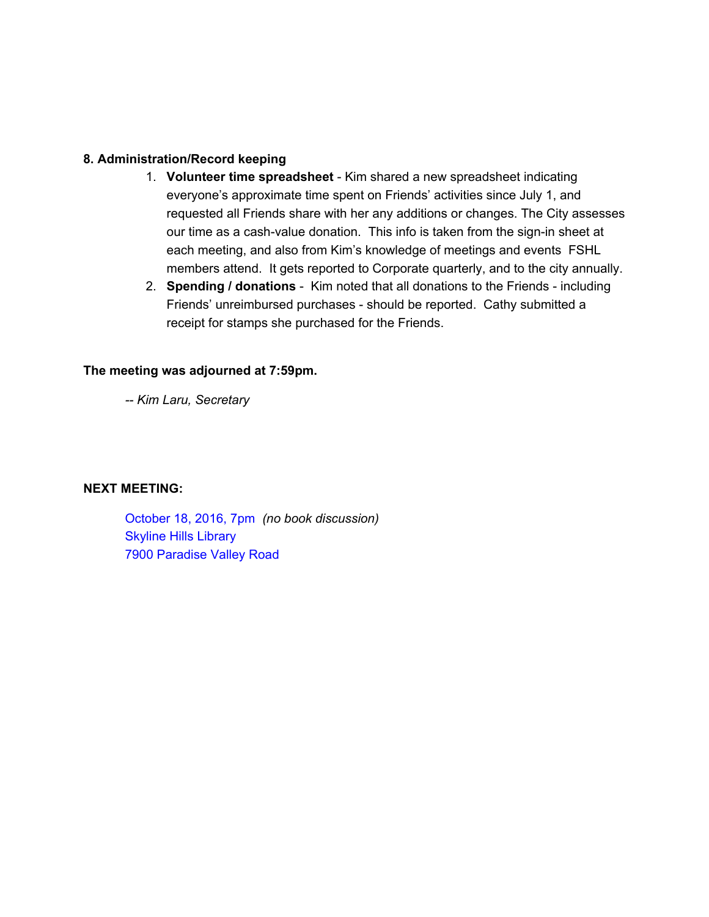**8. Administration/Record keeping**

1. **Volunteer time spreadsheet** - Kim shared a new spreadsheet indicating everyone's approximate time spent on Friends' activities since July 1, and requested all Friends share with her any additions or changes. The City assesses our time as a cash-value donation. This info is taken from the sign-in sheet at each meeting, and also from Kim's knowledge of meetings and events FSHL members attend. It gets reported to Corporate quarterly, and to the city annually.
2. **Spending / donations** - Kim noted that all donations to the Friends - including Friends' unreimbursed purchases - should be reported. Cathy submitted a receipt for stamps she purchased for the Friends.

**The meeting was adjourned at 7:59pm.**

*-- Kim Laru, Secretary*

**NEXT MEETING:**

October 18, 2016, 7pm *(no book discussion)*
Skyline Hills Library
7900 Paradise Valley Road